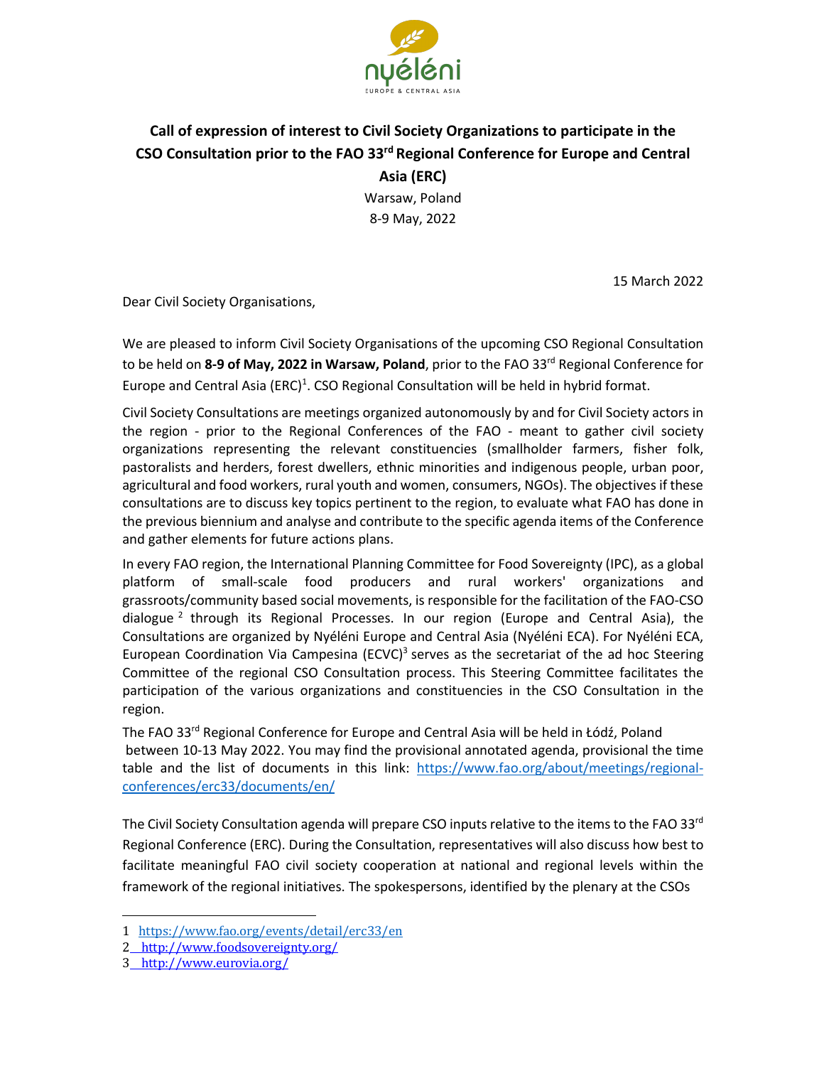nyéléni

EUROPE & CENTRAL ASIA

# Call of expression of interest to Civil Society Organizations to participate in the CSO Consultation prior to the FAO 33rd Regional Conference for Europe and Central Asia (ERC)

Warsaw, Poland

8-9 May, 2022

15 March 2022

Dear Civil Society Organisations,

We are pleased to inform Civil Society Organisations of the upcoming CSO Regional Consultation to be held on **8-9 of May, 2022 in Warsaw, Poland**, prior to the FAO 33rd Regional Conference for Europe and Central Asia (ERC)[1]. CSO Regional Consultation will be held in hybrid format.

Civil Society Consultations are meetings organized autonomously by and for Civil Society actors in the region - prior to the Regional Conferences of the FAO - meant to gather civil society organizations representing the relevant constituencies (smallholder farmers, fisher folk, pastoralists and herders, forest dwellers, ethnic minorities and indigenous people, urban poor, agricultural and food workers, rural youth and women, consumers, NGOs). The objectives if these consultations are to discuss key topics pertinent to the region, to evaluate what FAO has done in the previous biennium and analyse and contribute to the specific agenda items of the Conference and gather elements for future actions plans.

In every FAO region, the International Planning Committee for Food Sovereignty (IPC), as a global platform of small-scale food producers and rural workers' organizations and grassroots/community based social movements, is responsible for the facilitation of the FAO-CSO dialogue [2] through its Regional Processes. In our region (Europe and Central Asia), the Consultations are organized by Nyéléni Europe and Central Asia (Nyéléni ECA). For Nyéléni ECA, European Coordination Via Campesina (ECVC)[3] serves as the secretariat of the ad hoc Steering Committee of the regional CSO Consultation process. This Steering Committee facilitates the participation of the various organizations and constituencies in the CSO Consultation in the region.

The FAO 33rd Regional Conference for Europe and Central Asia will be held in Łódź, Poland between 10-13 May 2022. You may find the provisional annotated agenda, provisional the time table and the list of documents in this link: https://www.fao.org/about/meetings/regional-conferences/erc33/documents/en/

The Civil Society Consultation agenda will prepare CSO inputs relative to the items to the FAO 33rd Regional Conference (ERC). During the Consultation, representatives will also discuss how best to facilitate meaningful FAO civil society cooperation at national and regional levels within the framework of the regional initiatives. The spokespersons, identified by the plenary at the CSOs

---

1 https://www.fao.org/events/detail/erc33/en

2 http://www.foodsovereignty.org/

3 http://www.eurovia.org/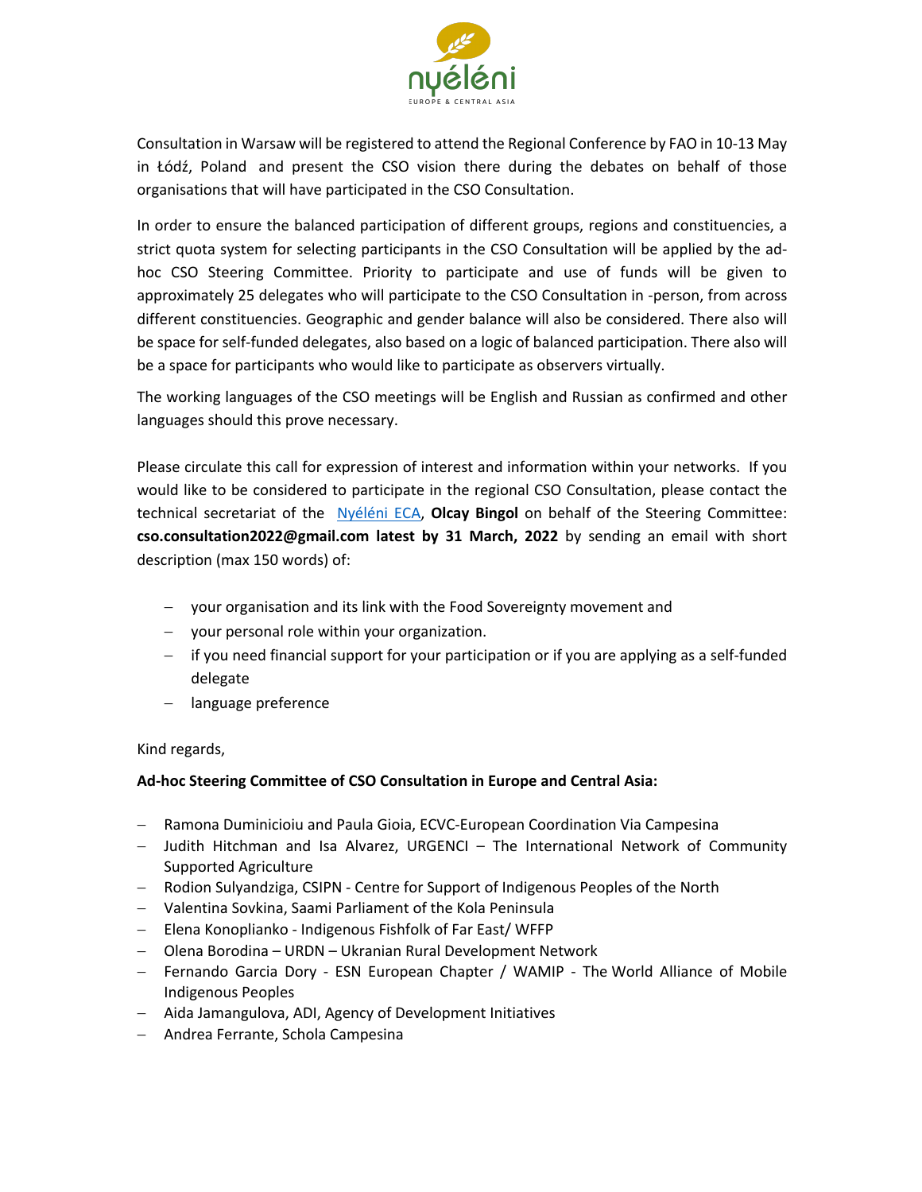Consultation in Warsaw will be registered to attend the Regional Conference by FAO in 10-13 May in Łódź, Poland and present the CSO vision there during the debates on behalf of those organisations that will have participated in the CSO Consultation.

In order to ensure the balanced participation of different groups, regions and constituencies, a strict quota system for selecting participants in the CSO Consultation will be applied by the ad-hoc CSO Steering Committee. Priority to participate and use of funds will be given to approximately 25 delegates who will participate to the CSO Consultation in -person, from across different constituencies. Geographic and gender balance will also be considered. There also will be space for self-funded delegates, also based on a logic of balanced participation. There also will be a space for participants who would like to participate as observers virtually.

The working languages of the CSO meetings will be English and Russian as confirmed and other languages should this prove necessary.

Please circulate this call for expression of interest and information within your networks. If you would like to be considered to participate in the regional CSO Consultation, please contact the technical secretariat of the Nyéléni ECA, **Olcay Bingol** on behalf of the Steering Committee: **cso.consultation2022@gmail.com latest by 31 March, 2022** by sending an email with short description (max 150 words) of:

- your organisation and its link with the Food Sovereignty movement and
- your personal role within your organization.
- if you need financial support for your participation or if you are applying as a self-funded delegate
- language preference

Kind regards,

**Ad-hoc Steering Committee of CSO Consultation in Europe and Central Asia:**

- Ramona Duminicioiu and Paula Gioia, ECVC-European Coordination Via Campesina
- Judith Hitchman and Isa Alvarez, URGENCI – The International Network of Community Supported Agriculture
- Rodion Sulyandziga, CSIPN - Centre for Support of Indigenous Peoples of the North
- Valentina Sovkina, Saami Parliament of the Kola Peninsula
- Elena Konoplianko - Indigenous Fishfolk of Far East/ WFFP
- Olena Borodina – URDN – Ukranian Rural Development Network
- Fernando Garcia Dory - ESN European Chapter / WAMIP - The World Alliance of Mobile Indigenous Peoples
- Aida Jamangulova, ADI, Agency of Development Initiatives
- Andrea Ferrante, Schola Campesina